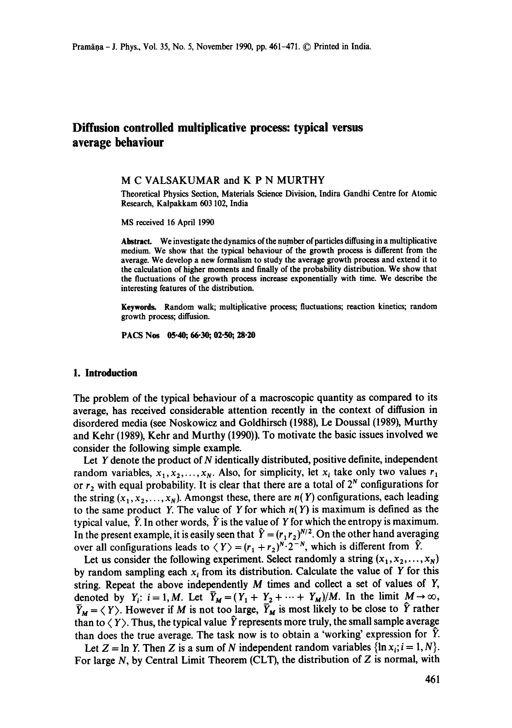# Diffusion controlled multiplicative process: typical versus average behaviour

M C VALSAKUMAR and K P N MURTHY

Theoretical Physics Section, Materials Science Division, Indira Gandhi Centre for Atomic Research, Kalpakkam 603 102, India

MS received 16 April 1990

**Abstract.** We investigate the dynamics of the number of particles diffusing in a multiplicative medium. We show that the typical behaviour of the growth process is different from the average. We develop a new formalism to study the average growth process and extend it to the calculation of higher moments and finally of the probability distribution. We show that the fluctuations of the growth process increase exponentially with time. We describe the interesting features of the distribution.

**Keywords.** Random walk; multiplicative process; fluctuations; reaction kinetics; random growth process; diffusion.

**PACS Nos** 05·40; 66·30; 02·50; 28·20

## 1. Introduction

The problem of the typical behaviour of a macroscopic quantity as compared to its average, has received considerable attention recently in the context of diffusion in disordered media (see Noskowicz and Goldhirsch (1988), Le Doussal (1989), Murthy and Kehr (1989), Kehr and Murthy (1990)). To motivate the basic issues involved we consider the following simple example.

Let $Y$ denote the product of $N$ identically distributed, positive definite, independent random variables, $x_1, x_2, \ldots, x_N$. Also, for simplicity, let $x_i$ take only two values $r_1$ or $r_2$ with equal probability. It is clear that there are a total of $2^N$ configurations for the string $(x_1, x_2, \ldots, x_N)$. Amongst these, there are $n(Y)$ configurations, each leading to the same product $Y$. The value of $Y$ for which $n(Y)$ is maximum is defined as the typical value, $\hat{Y}$. In other words, $\hat{Y}$ is the value of $Y$ for which the entropy is maximum. In the present example, it is easily seen that $\hat{Y} = (r_1 r_2)^{N/2}$. On the other hand averaging over all configurations leads to $\langle Y \rangle = (r_1 + r_2)^N \cdot 2^{-N}$, which is different from $\hat{Y}$.

Let us consider the following experiment. Select randomly a string $(x_1, x_2, \ldots, x_N)$ by random sampling each $x_i$ from its distribution. Calculate the value of $Y$ for this string. Repeat the above independently $M$ times and collect a set of values of $Y$, denoted by $Y_i$: $i = 1, M$. Let $\bar{Y}_M = (Y_1 + Y_2 + \cdots + Y_M)/M$. In the limit $M \to \infty$, $\bar{Y}_M = \langle Y \rangle$. However if $M$ is not too large, $\bar{Y}_M$ is most likely to be close to $\hat{Y}$ rather than to $\langle Y \rangle$. Thus, the typical value $\hat{Y}$ represents more truly, the small sample average than does the true average. The task now is to obtain a 'working' expression for $\hat{Y}$.

Let $Z = \ln Y$. Then $Z$ is a sum of $N$ independent random variables $\{\ln x_i; i = 1, N\}$. For large $N$, by Central Limit Theorem (CLT), the distribution of $Z$ is normal, with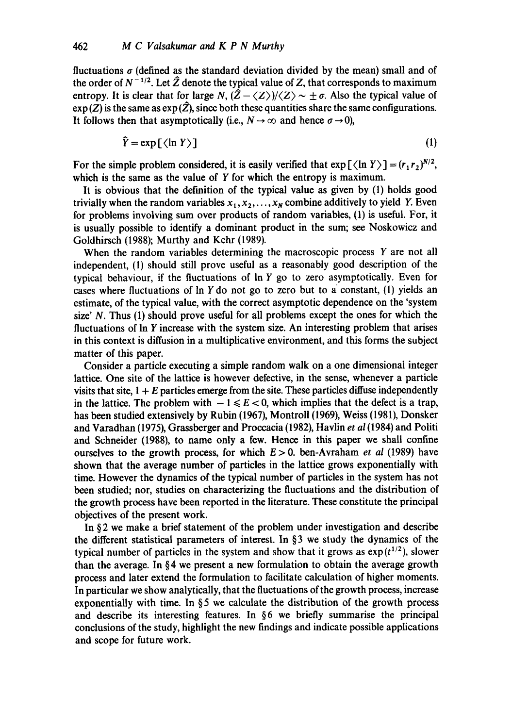fluctuations $\sigma$ (defined as the standard deviation divided by the mean) small and of the order of $N^{-1/2}$. Let $\hat{Z}$ denote the typical value of $Z$, that corresponds to maximum entropy. It is clear that for large $N$, $(\hat{Z} - \langle Z \rangle)/\langle Z \rangle \sim \pm \sigma$. Also the typical value of $\exp(Z)$ is the same as $\exp(\hat{Z})$, since both these quantities share the same configurations. It follows then that asymptotically (i.e., $N \to \infty$ and hence $\sigma \to 0$),

$$\hat{Y} = \exp[\langle \ln Y \rangle] \tag{1}$$

For the simple problem considered, it is easily verified that $\exp[\langle \ln Y \rangle] = (r_1 r_2)^{N/2}$, which is the same as the value of $Y$ for which the entropy is maximum.

It is obvious that the definition of the typical value as given by (1) holds good trivially when the random variables $x_1, x_2, \ldots, x_N$ combine additively to yield $Y$. Even for problems involving sum over products of random variables, (1) is useful. For, it is usually possible to identify a dominant product in the sum; see Noskowicz and Goldhirsch (1988); Murthy and Kehr (1989).

When the random variables determining the macroscopic process $Y$ are not all independent, (1) should still prove useful as a reasonably good description of the typical behaviour, if the fluctuations of $\ln Y$ go to zero asymptotically. Even for cases where fluctuations of $\ln Y$ do not go to zero but to a constant, (1) yields an estimate, of the typical value, with the correct asymptotic dependence on the 'system size' $N$. Thus (1) should prove useful for all problems except the ones for which the fluctuations of $\ln Y$ increase with the system size. An interesting problem that arises in this context is diffusion in a multiplicative environment, and this forms the subject matter of this paper.

Consider a particle executing a simple random walk on a one dimensional integer lattice. One site of the lattice is however defective, in the sense, whenever a particle visits that site, $1 + E$ particles emerge from the site. These particles diffuse independently in the lattice. The problem with $-1 \leqslant E < 0$, which implies that the defect is a trap, has been studied extensively by Rubin (1967), Montroll (1969), Weiss (1981), Donsker and Varadhan (1975), Grassberger and Proccacia (1982), Havlin *et al* (1984) and Politi and Schneider (1988), to name only a few. Hence in this paper we shall confine ourselves to the growth process, for which $E > 0$. ben-Avraham *et al* (1989) have shown that the average number of particles in the lattice grows exponentially with time. However the dynamics of the typical number of particles in the system has not been studied; nor, studies on characterizing the fluctuations and the distribution of the growth process have been reported in the literature. These constitute the principal objectives of the present work.

In § 2 we make a brief statement of the problem under investigation and describe the different statistical parameters of interest. In § 3 we study the dynamics of the typical number of particles in the system and show that it grows as $\exp(t^{1/2})$, slower than the average. In § 4 we present a new formulation to obtain the average growth process and later extend the formulation to facilitate calculation of higher moments. In particular we show analytically, that the fluctuations of the growth process, increase exponentially with time. In § 5 we calculate the distribution of the growth process and describe its interesting features. In § 6 we briefly summarise the principal conclusions of the study, highlight the new findings and indicate possible applications and scope for future work.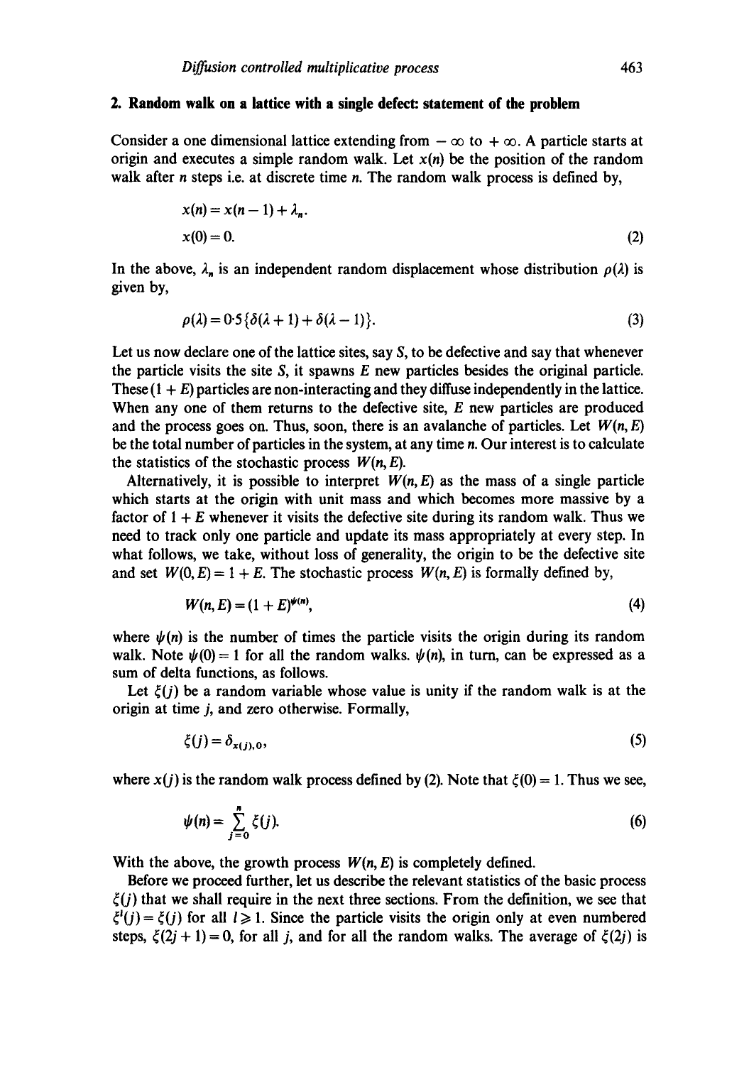## 2. Random walk on a lattice with a single defect: statement of the problem

Consider a one dimensional lattice extending from $-\infty$ to $+\infty$. A particle starts at origin and executes a simple random walk. Let $x(n)$ be the position of the random walk after $n$ steps i.e. at discrete time $n$. The random walk process is defined by,

$$
\begin{aligned}
&x(n) = x(n-1) + \lambda_n. \\
&x(0) = 0.
\end{aligned} \tag{2}
$$

In the above, $\lambda_n$ is an independent random displacement whose distribution $\rho(\lambda)$ is given by,

$$
\rho(\lambda) = 0{\cdot}5\{\delta(\lambda+1) + \delta(\lambda-1)\}. \tag{3}
$$

Let us now declare one of the lattice sites, say $S$, to be defective and say that whenever the particle visits the site $S$, it spawns $E$ new particles besides the original particle. These $(1+E)$ particles are non-interacting and they diffuse independently in the lattice. When any one of them returns to the defective site, $E$ new particles are produced and the process goes on. Thus, soon, there is an avalanche of particles. Let $W(n, E)$ be the total number of particles in the system, at any time $n$. Our interest is to calculate the statistics of the stochastic process $W(n, E)$.

Alternatively, it is possible to interpret $W(n, E)$ as the mass of a single particle which starts at the origin with unit mass and which becomes more massive by a factor of $1+E$ whenever it visits the defective site during its random walk. Thus we need to track only one particle and update its mass appropriately at every step. In what follows, we take, without loss of generality, the origin to be the defective site and set $W(0, E) = 1 + E$. The stochastic process $W(n, E)$ is formally defined by,

$$
W(n, E) = (1+E)^{\psi(n)}, \tag{4}
$$

where $\psi(n)$ is the number of times the particle visits the origin during its random walk. Note $\psi(0) = 1$ for all the random walks. $\psi(n)$, in turn, can be expressed as a sum of delta functions, as follows.

Let $\xi(j)$ be a random variable whose value is unity if the random walk is at the origin at time $j$, and zero otherwise. Formally,

$$
\xi(j) = \delta_{x(j),0}, \tag{5}
$$

where $x(j)$ is the random walk process defined by (2). Note that $\xi(0) = 1$. Thus we see,

$$
\psi(n) = \sum_{j=0}^{n} \xi(j). \tag{6}
$$

With the above, the growth process $W(n, E)$ is completely defined.

Before we proceed further, let us describe the relevant statistics of the basic process $\xi(j)$ that we shall require in the next three sections. From the definition, we see that $\xi^l(j) = \xi(j)$ for all $l \geqslant 1$. Since the particle visits the origin only at even numbered steps, $\xi(2j+1) = 0$, for all $j$, and for all the random walks. The average of $\xi(2j)$ is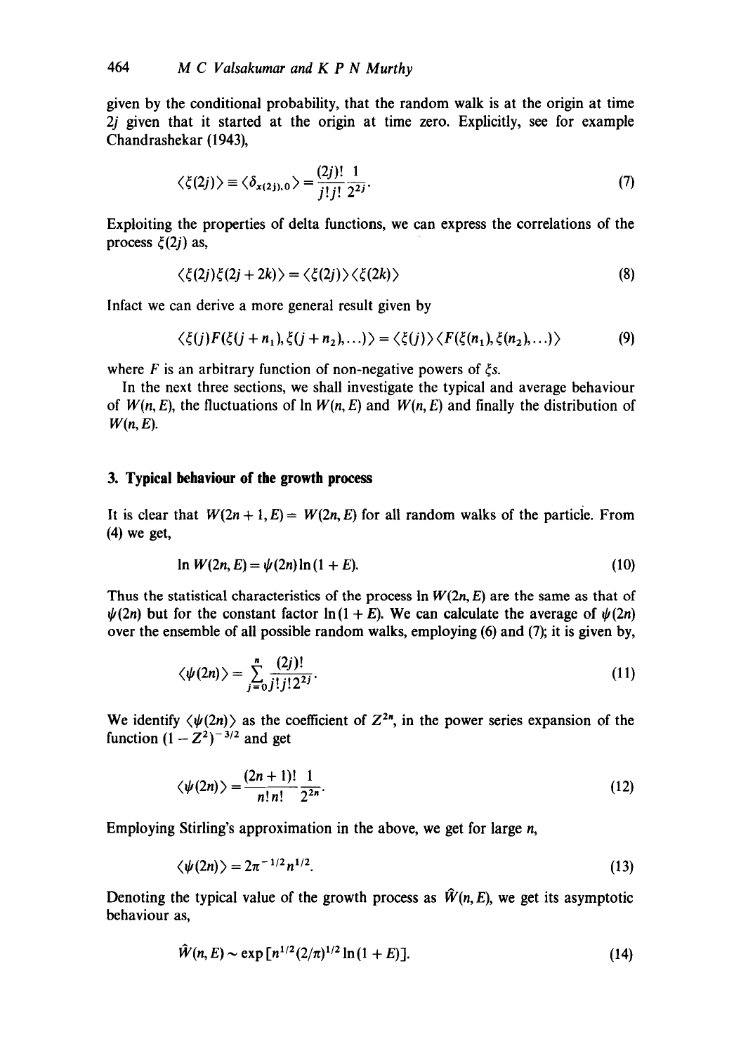given by the conditional probability, that the random walk is at the origin at time $2j$ given that it started at the origin at time zero. Explicitly, see for example Chandrashekar (1943),

$$\langle \xi(2j) \rangle \equiv \langle \delta_{x(2j),0} \rangle = \frac{(2j)!}{j!\,j!}\frac{1}{2^{2j}}. \tag{7}$$

Exploiting the properties of delta functions, we can express the correlations of the process $\xi(2j)$ as,

$$\langle \xi(2j)\xi(2j+2k) \rangle = \langle \xi(2j) \rangle \langle \xi(2k) \rangle \tag{8}$$

Infact we can derive a more general result given by

$$\langle \xi(j) F(\xi(j+n_1), \xi(j+n_2), \ldots) \rangle = \langle \xi(j) \rangle \langle F(\xi(n_1), \xi(n_2), \ldots) \rangle \tag{9}$$

where $F$ is an arbitrary function of non-negative powers of $\xi$s.

In the next three sections, we shall investigate the typical and average behaviour of $W(n, E)$, the fluctuations of $\ln W(n, E)$ and $W(n, E)$ and finally the distribution of $W(n, E)$.

## 3. Typical behaviour of the growth process

It is clear that $W(2n+1, E) = W(2n, E)$ for all random walks of the particle. From (4) we get,

$$\ln W(2n, E) = \psi(2n) \ln(1+E). \tag{10}$$

Thus the statistical characteristics of the process $\ln W(2n, E)$ are the same as that of $\psi(2n)$ but for the constant factor $\ln(1+E)$. We can calculate the average of $\psi(2n)$ over the ensemble of all possible random walks, employing (6) and (7); it is given by,

$$\langle \psi(2n) \rangle = \sum_{j=0}^{n} \frac{(2j)!}{j!\,j!\,2^{2j}}. \tag{11}$$

We identify $\langle \psi(2n) \rangle$ as the coefficient of $Z^{2n}$, in the power series expansion of the function $(1-Z^2)^{-3/2}$ and get

$$\langle \psi(2n) \rangle = \frac{(2n+1)!}{n!\,n!}\frac{1}{2^{2n}}. \tag{12}$$

Employing Stirling's approximation in the above, we get for large $n$,

$$\langle \psi(2n) \rangle = 2\pi^{-1/2} n^{1/2}. \tag{13}$$

Denoting the typical value of the growth process as $\hat{W}(n, E)$, we get its asymptotic behaviour as,

$$\hat{W}(n, E) \sim \exp[n^{1/2}(2/\pi)^{1/2} \ln(1+E)]. \tag{14}$$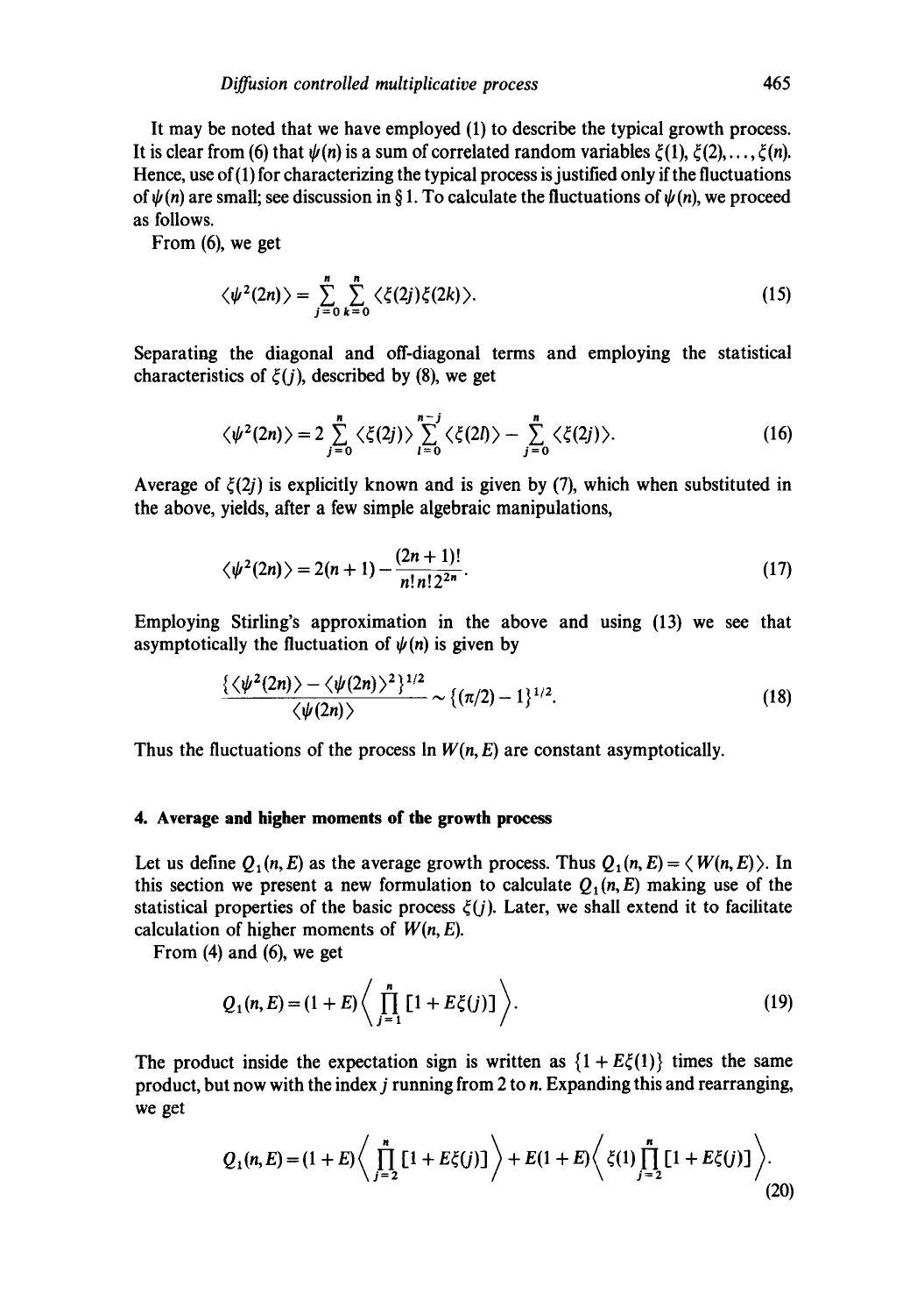It may be noted that we have employed (1) to describe the typical growth process. It is clear from (6) that $\psi(n)$ is a sum of correlated random variables $\xi(1), \xi(2), \ldots, \xi(n)$. Hence, use of (1) for characterizing the typical process is justified only if the fluctuations of $\psi(n)$ are small; see discussion in § 1. To calculate the fluctuations of $\psi(n)$, we proceed as follows.

From (6), we get

$$\langle \psi^2(2n) \rangle = \sum_{j=0}^{n} \sum_{k=0}^{n} \langle \xi(2j)\xi(2k) \rangle. \tag{15}$$

Separating the diagonal and off-diagonal terms and employing the statistical characteristics of $\xi(j)$, described by (8), we get

$$\langle \psi^2(2n) \rangle = 2 \sum_{j=0}^{n} \langle \xi(2j) \rangle \sum_{l=0}^{n-j} \langle \xi(2l) \rangle - \sum_{j=0}^{n} \langle \xi(2j) \rangle. \tag{16}$$

Average of $\xi(2j)$ is explicitly known and is given by (7), which when substituted in the above, yields, after a few simple algebraic manipulations,

$$\langle \psi^2(2n) \rangle = 2(n+1) - \frac{(2n+1)!}{n!\,n!\,2^{2n}}. \tag{17}$$

Employing Stirling's approximation in the above and using (13) we see that asymptotically the fluctuation of $\psi(n)$ is given by

$$\frac{\{\langle \psi^2(2n) \rangle - \langle \psi(2n) \rangle^2\}^{1/2}}{\langle \psi(2n) \rangle} \sim \{(\pi/2) - 1\}^{1/2}. \tag{18}$$

Thus the fluctuations of the process $\ln W(n, E)$ are constant asymptotically.

## 4. Average and higher moments of the growth process

Let us define $Q_1(n, E)$ as the average growth process. Thus $Q_1(n, E) = \langle W(n, E) \rangle$. In this section we present a new formulation to calculate $Q_1(n, E)$ making use of the statistical properties of the basic process $\xi(j)$. Later, we shall extend it to facilitate calculation of higher moments of $W(n, E)$.

From (4) and (6), we get

$$Q_1(n, E) = (1 + E) \left\langle \prod_{j=1}^{n} [1 + E\xi(j)] \right\rangle. \tag{19}$$

The product inside the expectation sign is written as $\{1 + E\xi(1)\}$ times the same product, but now with the index $j$ running from 2 to $n$. Expanding this and rearranging, we get

$$Q_1(n, E) = (1 + E) \left\langle \prod_{j=2}^{n} [1 + E\xi(j)] \right\rangle + E(1 + E) \left\langle \xi(1) \prod_{j=2}^{n} [1 + E\xi(j)] \right\rangle. \tag{20}$$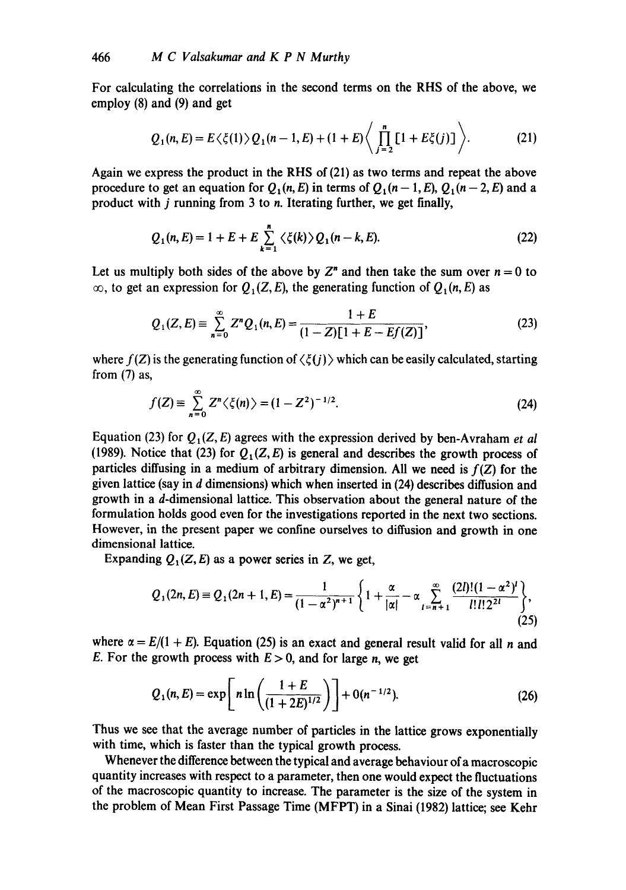For calculating the correlations in the second terms on the RHS of the above, we employ (8) and (9) and get

$$Q_1(n,E) = E\langle \xi(1)\rangle Q_1(n-1,E) + (1+E)\left\langle \prod_{j=2}^{n} [1+E\xi(j)] \right\rangle. \tag{21}$$

Again we express the product in the RHS of (21) as two terms and repeat the above procedure to get an equation for $Q_1(n,E)$ in terms of $Q_1(n-1,E)$, $Q_1(n-2,E)$ and a product with $j$ running from 3 to $n$. Iterating further, we get finally,

$$Q_1(n,E) = 1 + E + E\sum_{k=1}^{n} \langle \xi(k)\rangle Q_1(n-k,E). \tag{22}$$

Let us multiply both sides of the above by $Z^n$ and then take the sum over $n=0$ to $\infty$, to get an expression for $Q_1(Z,E)$, the generating function of $Q_1(n,E)$ as

$$Q_1(Z,E) \equiv \sum_{n=0}^{\infty} Z^n Q_1(n,E) = \frac{1+E}{(1-Z)[1+E-Ef(Z)]}, \tag{23}$$

where $f(Z)$ is the generating function of $\langle \xi(j)\rangle$ which can be easily calculated, starting from (7) as,

$$f(Z) \equiv \sum_{n=0}^{\infty} Z^n \langle \xi(n)\rangle = (1-Z^2)^{-1/2}. \tag{24}$$

Equation (23) for $Q_1(Z,E)$ agrees with the expression derived by ben-Avraham *et al* (1989). Notice that (23) for $Q_1(Z,E)$ is general and describes the growth process of particles diffusing in a medium of arbitrary dimension. All we need is $f(Z)$ for the given lattice (say in $d$ dimensions) which when inserted in (24) describes diffusion and growth in a $d$-dimensional lattice. This observation about the general nature of the formulation holds good even for the investigations reported in the next two sections. However, in the present paper we confine ourselves to diffusion and growth in one dimensional lattice.

Expanding $Q_1(Z,E)$ as a power series in $Z$, we get,

$$Q_1(2n,E) \equiv Q_1(2n+1,E) = \frac{1}{(1-\alpha^2)^{n+1}}\left\{1 + \frac{\alpha}{|\alpha|} - \alpha \sum_{l=n+1}^{\infty} \frac{(2l)!(1-\alpha^2)^l}{l!\,l!\,2^{2l}}\right\}, \tag{25}$$

where $\alpha = E/(1+E)$. Equation (25) is an exact and general result valid for all $n$ and $E$. For the growth process with $E>0$, and for large $n$, we get

$$Q_1(n,E) = \exp\left[n \ln\left(\frac{1+E}{(1+2E)^{1/2}}\right)\right] + 0(n^{-1/2}). \tag{26}$$

Thus we see that the average number of particles in the lattice grows exponentially with time, which is faster than the typical growth process.

Whenever the difference between the typical and average behaviour of a macroscopic quantity increases with respect to a parameter, then one would expect the fluctuations of the macroscopic quantity to increase. The parameter is the size of the system in the problem of Mean First Passage Time (MFPT) in a Sinai (1982) lattice; see Kehr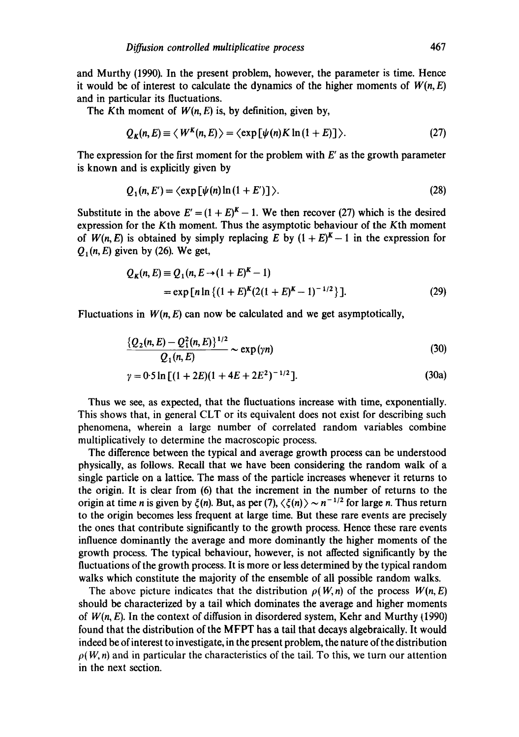and Murthy (1990). In the present problem, however, the parameter is time. Hence it would be of interest to calculate the dynamics of the higher moments of $W(n, E)$ and in particular its fluctuations.

The $K$th moment of $W(n, E)$ is, by definition, given by,

$$Q_K(n, E) \equiv \langle W^K(n, E) \rangle = \langle \exp[\psi(n) K \ln(1 + E)] \rangle. \tag{27}$$

The expression for the first moment for the problem with $E'$ as the growth parameter is known and is explicitly given by

$$Q_1(n, E') = \langle \exp[\psi(n) \ln(1 + E')] \rangle. \tag{28}$$

Substitute in the above $E' = (1 + E)^K - 1$. We then recover (27) which is the desired expression for the $K$th moment. Thus the asymptotic behaviour of the $K$th moment of $W(n, E)$ is obtained by simply replacing $E$ by $(1 + E)^K - 1$ in the expression for $Q_1(n, E)$ given by (26). We get,

$$\begin{aligned} Q_K(n, E) &\equiv Q_1(n, E \to (1 + E)^K - 1) \\ &= \exp[n \ln\{(1 + E)^K (2(1 + E)^K - 1)^{-1/2}\}]. \end{aligned} \tag{29}$$

Fluctuations in $W(n, E)$ can now be calculated and we get asymptotically,

$$\frac{\{Q_2(n, E) - Q_1^2(n, E)\}^{1/2}}{Q_1(n, E)} \sim \exp(\gamma n) \tag{30}$$

$$\gamma = 0{\cdot}5 \ln[(1 + 2E)(1 + 4E + 2E^2)^{-1/2}]. \tag{30a}$$

Thus we see, as expected, that the fluctuations increase with time, exponentially. This shows that, in general CLT or its equivalent does not exist for describing such phenomena, wherein a large number of correlated random variables combine multiplicatively to determine the macroscopic process.

The difference between the typical and average growth process can be understood physically, as follows. Recall that we have been considering the random walk of a single particle on a lattice. The mass of the particle increases whenever it returns to the origin. It is clear from (6) that the increment in the number of returns to the origin at time $n$ is given by $\xi(n)$. But, as per (7), $\langle \xi(n) \rangle \sim n^{-1/2}$ for large $n$. Thus return to the origin becomes less frequent at large time. But these rare events are precisely the ones that contribute significantly to the growth process. Hence these rare events influence dominantly the average and more dominantly the higher moments of the growth process. The typical behaviour, however, is not affected significantly by the fluctuations of the growth process. It is more or less determined by the typical random walks which constitute the majority of the ensemble of all possible random walks.

The above picture indicates that the distribution $\rho(W, n)$ of the process $W(n, E)$ should be characterized by a tail which dominates the average and higher moments of $W(n, E)$. In the context of diffusion in disordered system, Kehr and Murthy (1990) found that the distribution of the MFPT has a tail that decays algebraically. It would indeed be of interest to investigate, in the present problem, the nature of the distribution $\rho(W, n)$ and in particular the characteristics of the tail. To this, we turn our attention in the next section.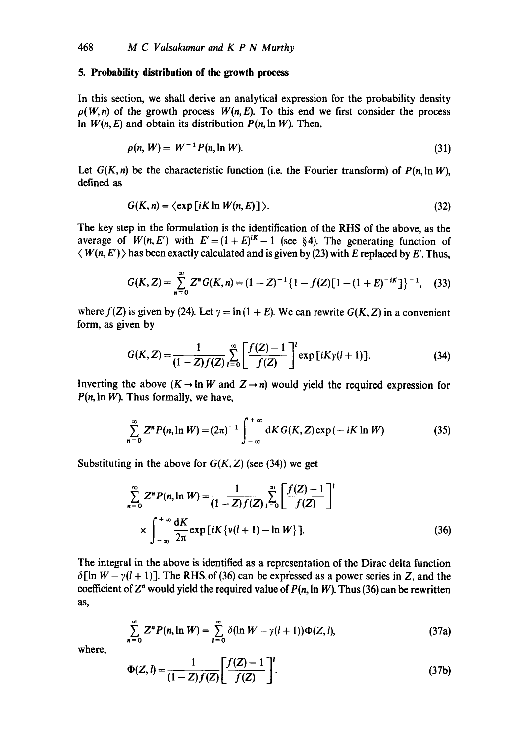## 5. Probability distribution of the growth process

In this section, we shall derive an analytical expression for the probability density $\rho(W, n)$ of the growth process $W(n, E)$. To this end we first consider the process $\ln W(n, E)$ and obtain its distribution $P(n, \ln W)$. Then,

$$\rho(n, W) = W^{-1} P(n, \ln W). \tag{31}$$

Let $G(K, n)$ be the characteristic function (i.e. the Fourier transform) of $P(n, \ln W)$, defined as

$$G(K, n) = \langle \exp[iK \ln W(n, E)] \rangle. \tag{32}$$

The key step in the formulation is the identification of the RHS of the above, as the average of $W(n, E')$ with $E' = (1 + E)^{iK} - 1$ (see §4). The generating function of $\langle W(n, E') \rangle$ has been exactly calculated and is given by (23) with $E$ replaced by $E'$. Thus,

$$G(K, Z) = \sum_{n=0}^{\infty} Z^n G(K, n) = (1 - Z)^{-1} \{1 - f(Z)[1 - (1 + E)^{-iK}]\}^{-1}, \tag{33}$$

where $f(Z)$ is given by (24). Let $\gamma = \ln(1 + E)$. We can rewrite $G(K, Z)$ in a convenient form, as given by

$$G(K, Z) = \frac{1}{(1 - Z) f(Z)} \sum_{l=0}^{\infty} \left[ \frac{f(Z) - 1}{f(Z)} \right]^l \exp[iK\gamma(l + 1)]. \tag{34}$$

Inverting the above ($K \to \ln W$ and $Z \to n$) would yield the required expression for $P(n, \ln W)$. Thus formally, we have,

$$\sum_{n=0}^{\infty} Z^n P(n, \ln W) = (2\pi)^{-1} \int_{-\infty}^{+\infty} \mathrm{d}K \, G(K, Z) \exp(-iK \ln W) \tag{35}$$

Substituting in the above for $G(K, Z)$ (see (34)) we get

$$\sum_{n=0}^{\infty} Z^n P(n, \ln W) = \frac{1}{(1 - Z) f(Z)} \sum_{l=0}^{\infty} \left[ \frac{f(Z) - 1}{f(Z)} \right]^l \times \int_{-\infty}^{+\infty} \frac{\mathrm{d}K}{2\pi} \exp[iK\{\nu(l + 1) - \ln W\}]. \tag{36}$$

The integral in the above is identified as a representation of the Dirac delta function $\delta[\ln W - \gamma(l + 1)]$. The RHS of (36) can be expressed as a power series in $Z$, and the coefficient of $Z^n$ would yield the required value of $P(n, \ln W)$. Thus (36) can be rewritten as,

$$\sum_{n=0}^{\infty} Z^n P(n, \ln W) = \sum_{l=0}^{\infty} \delta(\ln W - \gamma(l + 1)) \Phi(Z, l), \tag{37a}$$

where,

$$\Phi(Z, l) = \frac{1}{(1 - Z) f(Z)} \left[ \frac{f(Z) - 1}{f(Z)} \right]^l. \tag{37b}$$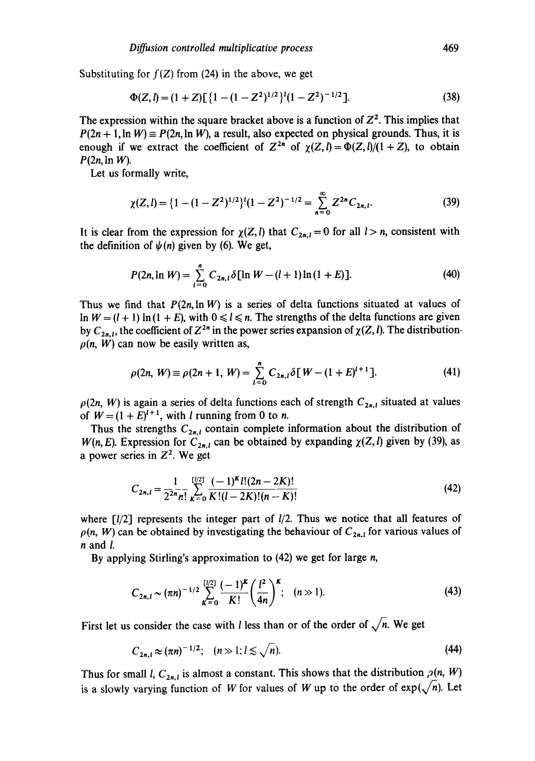Substituting for $f(Z)$ from (24) in the above, we get

$$\Phi(Z, l) = (1 + Z)[\{1 - (1 - Z^2)^{1/2}\}^l (1 - Z^2)^{-1/2}]. \tag{38}$$

The expression within the square bracket above is a function of $Z^2$. This implies that $P(2n + 1, \ln W) \equiv P(2n, \ln W)$, a result, also expected on physical grounds. Thus, it is enough if we extract the coefficient of $Z^{2n}$ of $\chi(Z, l) = \Phi(Z, l)/(1 + Z)$, to obtain $P(2n, \ln W)$.

Let us formally write,

$$\chi(Z, l) = \{1 - (1 - Z^2)^{1/2}\}^l (1 - Z^2)^{-1/2} = \sum_{n=0}^{\infty} Z^{2n} C_{2n,l}. \tag{39}$$

It is clear from the expression for $\chi(Z, l)$ that $C_{2n,l} = 0$ for all $l > n$, consistent with the definition of $\psi(n)$ given by (6). We get,

$$P(2n, \ln W) = \sum_{l=0}^{n} C_{2n,l}\, \delta[\ln W - (l + 1)\ln(1 + E)]. \tag{40}$$

Thus we find that $P(2n, \ln W)$ is a series of delta functions situated at values of $\ln W = (l + 1)\ln(1 + E)$, with $0 \leqslant l \leqslant n$. The strengths of the delta functions are given by $C_{2n,l}$, the coefficient of $Z^{2n}$ in the power series expansion of $\chi(Z, l)$. The distribution $\rho(n, W)$ can now be easily written as,

$$\rho(2n, W) \equiv \rho(2n + 1, W) = \sum_{l=0}^{n} C_{2n,l}\, \delta[W - (1 + E)^{l+1}]. \tag{41}$$

$\rho(2n, W)$ is again a series of delta functions each of strength $C_{2n,l}$ situated at values of $W = (1 + E)^{l+1}$, with $l$ running from 0 to $n$.

Thus the strengths $C_{2n,l}$ contain complete information about the distribution of $W(n, E)$. Expression for $C_{2n,l}$ can be obtained by expanding $\chi(Z, l)$ given by (39), as a power series in $Z^2$. We get

$$C_{2n,l} = \frac{1}{2^{2n} n!} \sum_{K=0}^{[l/2]} \frac{(-1)^K l!(2n - 2K)!}{K!(l - 2K)!(n - K)!} \tag{42}$$

where $[l/2]$ represents the integer part of $l/2$. Thus we notice that all features of $\rho(n, W)$ can be obtained by investigating the behaviour of $C_{2n,l}$ for various values of $n$ and $l$.

By applying Stirling's approximation to (42) we get for large $n$,

$$C_{2n,l} \sim (\pi n)^{-1/2} \sum_{K=0}^{[l/2]} \frac{(-1)^K}{K!} \left(\frac{l^2}{4n}\right)^K; \quad (n \gg 1). \tag{43}$$

First let us consider the case with $l$ less than or of the order of $\sqrt{n}$. We get

$$C_{2n,l} \approx (\pi n)^{-1/2}; \quad (n \gg 1; l \lesssim \sqrt{n}). \tag{44}$$

Thus for small $l$, $C_{2n,l}$ is almost a constant. This shows that the distribution $\rho(n, W)$ is a slowly varying function of $W$ for values of $W$ up to the order of $\exp(\sqrt{n})$. Let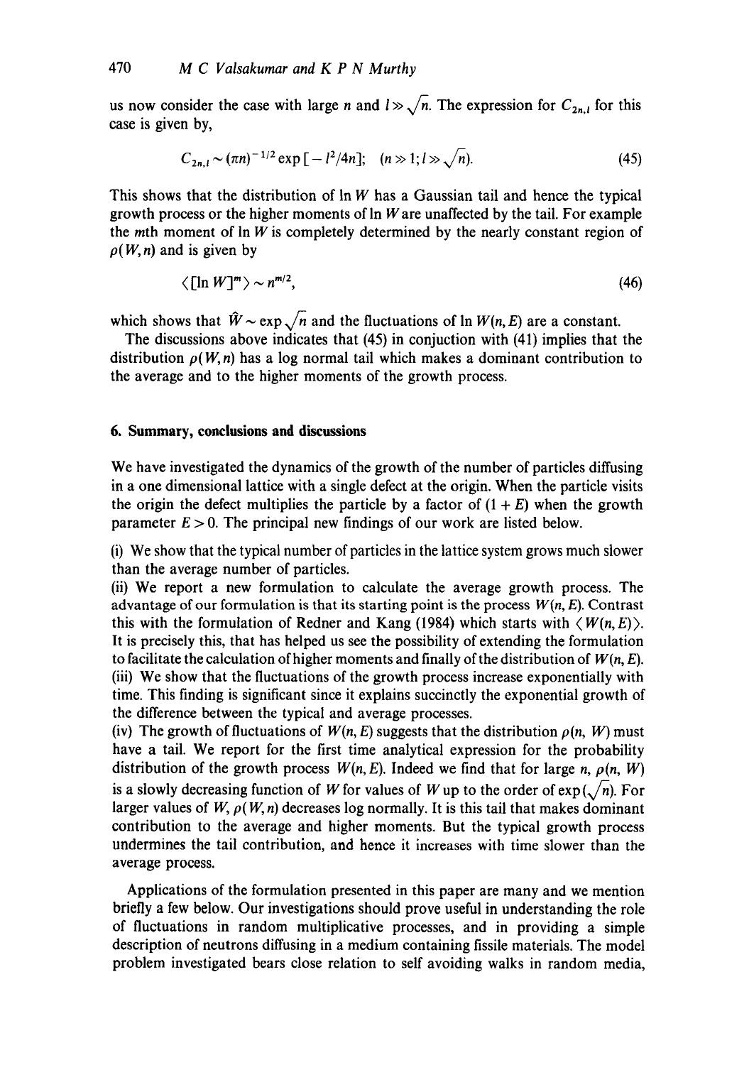us now consider the case with large $n$ and $l \gg \sqrt{n}$. The expression for $C_{2n,l}$ for this case is given by,

$$C_{2n,l} \sim (\pi n)^{-1/2} \exp[-l^2/4n]; \quad (n \gg 1; l \gg \sqrt{n}). \tag{45}$$

This shows that the distribution of $\ln W$ has a Gaussian tail and hence the typical growth process or the higher moments of $\ln W$ are unaffected by the tail. For example the $m$th moment of $\ln W$ is completely determined by the nearly constant region of $\rho(W, n)$ and is given by

$$\langle [\ln W]^m \rangle \sim n^{m/2}, \tag{46}$$

which shows that $\hat{W} \sim \exp \sqrt{n}$ and the fluctuations of $\ln W(n, E)$ are a constant.

The discussions above indicates that (45) in conjuction with (41) implies that the distribution $\rho(W, n)$ has a log normal tail which makes a dominant contribution to the average and to the higher moments of the growth process.

## 6. Summary, conclusions and discussions

We have investigated the dynamics of the growth of the number of particles diffusing in a one dimensional lattice with a single defect at the origin. When the particle visits the origin the defect multiplies the particle by a factor of $(1 + E)$ when the growth parameter $E > 0$. The principal new findings of our work are listed below.

(i) We show that the typical number of particles in the lattice system grows much slower than the average number of particles.

(ii) We report a new formulation to calculate the average growth process. The advantage of our formulation is that its starting point is the process $W(n, E)$. Contrast this with the formulation of Redner and Kang (1984) which starts with $\langle W(n, E) \rangle$. It is precisely this, that has helped us see the possibility of extending the formulation to facilitate the calculation of higher moments and finally of the distribution of $W(n, E)$.

(iii) We show that the fluctuations of the growth process increase exponentially with time. This finding is significant since it explains succinctly the exponential growth of the difference between the typical and average processes.

(iv) The growth of fluctuations of $W(n, E)$ suggests that the distribution $\rho(n, W)$ must have a tail. We report for the first time analytical expression for the probability distribution of the growth process $W(n, E)$. Indeed we find that for large $n$, $\rho(n, W)$ is a slowly decreasing function of $W$ for values of $W$ up to the order of $\exp(\sqrt{n})$. For larger values of $W$, $\rho(W, n)$ decreases log normally. It is this tail that makes dominant contribution to the average and higher moments. But the typical growth process undermines the tail contribution, and hence it increases with time slower than the average process.

Applications of the formulation presented in this paper are many and we mention briefly a few below. Our investigations should prove useful in understanding the role of fluctuations in random multiplicative processes, and in providing a simple description of neutrons diffusing in a medium containing fissile materials. The model problem investigated bears close relation to self avoiding walks in random media,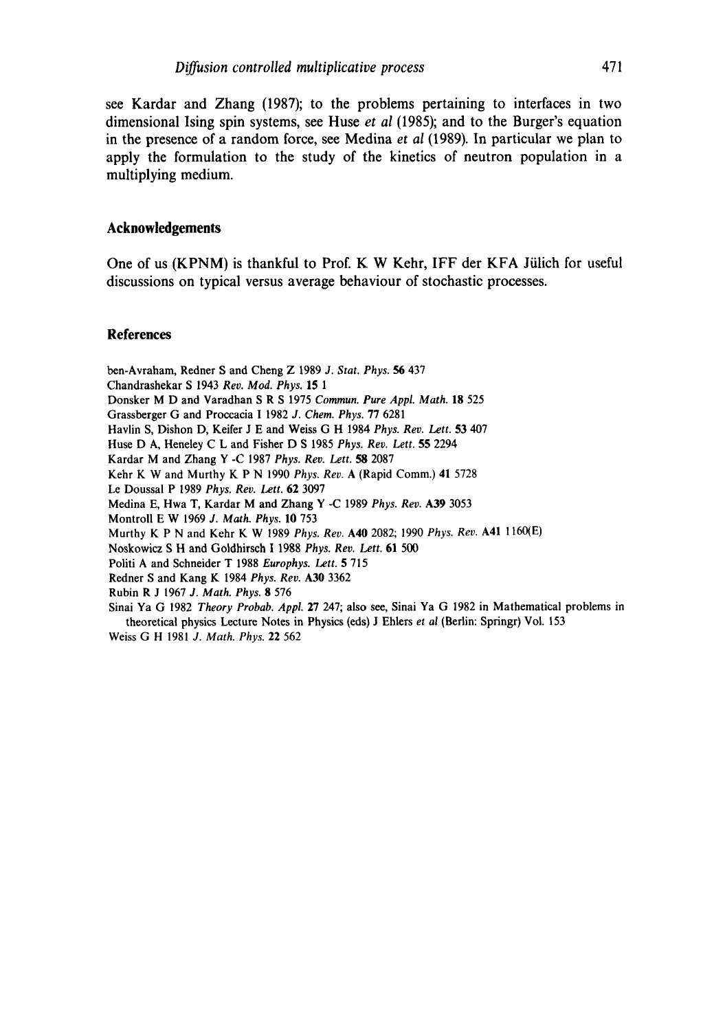see Kardar and Zhang (1987); to the problems pertaining to interfaces in two dimensional Ising spin systems, see Huse *et al* (1985); and to the Burger's equation in the presence of a random force, see Medina *et al* (1989). In particular we plan to apply the formulation to the study of the kinetics of neutron population in a multiplying medium.

## Acknowledgements

One of us (KPNM) is thankful to Prof. K W Kehr, IFF der KFA Jülich for useful discussions on typical versus average behaviour of stochastic processes.

## References

ben-Avraham, Redner S and Cheng Z 1989 *J. Stat. Phys.* **56** 437

Chandrashekar S 1943 *Rev. Mod. Phys.* **15** 1

Donsker M D and Varadhan S R S 1975 *Commun. Pure Appl. Math.* **18** 525

Grassberger G and Proccacia I 1982 *J. Chem. Phys.* **77** 6281

Havlin S, Dishon D, Keifer J E and Weiss G H 1984 *Phys. Rev. Lett.* **53** 407

Huse D A, Heneley C L and Fisher D S 1985 *Phys. Rev. Lett.* **55** 2294

Kardar M and Zhang Y -C 1987 *Phys. Rev. Lett.* **58** 2087

Kehr K W and Murthy K P N 1990 *Phys. Rev.* A (Rapid Comm.) **41** 5728

Le Doussal P 1989 *Phys. Rev. Lett.* **62** 3097

Medina E, Hwa T, Kardar M and Zhang Y -C 1989 *Phys. Rev.* **A39** 3053

Montroll E W 1969 *J. Math. Phys.* **10** 753

Murthy K P N and Kehr K W 1989 *Phys. Rev.* **A40** 2082; 1990 *Phys. Rev.* **A41** 1160(E)

Noskowicz S H and Goldhirsch I 1988 *Phys. Rev. Lett.* **61** 500

Politi A and Schneider T 1988 *Europhys. Lett.* **5** 715

Redner S and Kang K 1984 *Phys. Rev.* **A30** 3362

Rubin R J 1967 *J. Math. Phys.* **8** 576

Sinai Ya G 1982 *Theory Probab. Appl.* **27** 247; also see, Sinai Ya G 1982 in Mathematical problems in theoretical physics Lecture Notes in Physics (eds) J Ehlers *et al* (Berlin: Springr) Vol. 153

Weiss G H 1981 *J. Math. Phys.* **22** 562